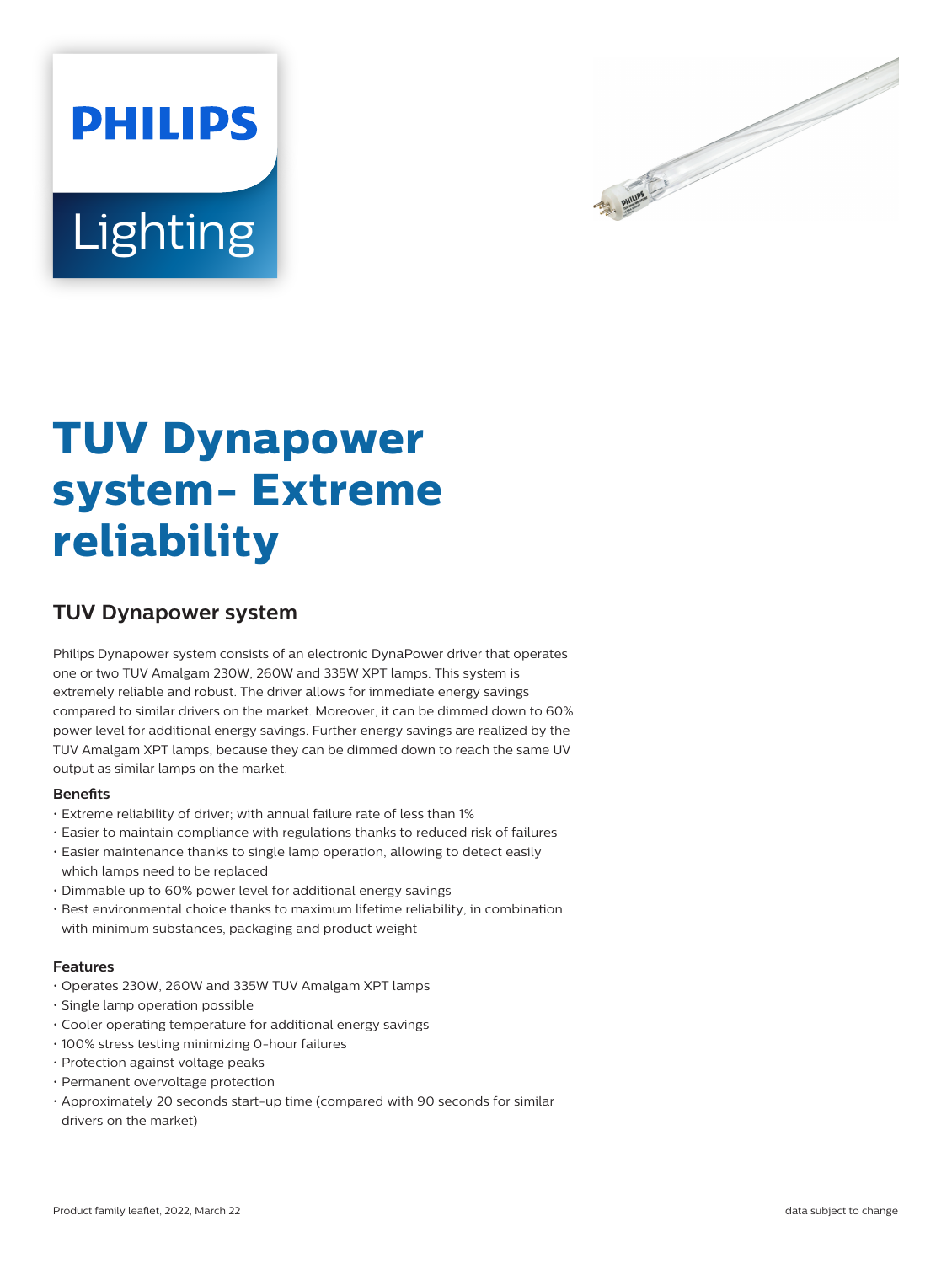# TUV Dynapower system- Extreme reliability

## TUV Dynapower system

Philips Dynapower system consists of an electronic DynaPower driver that operates one or two TUV Amalgam 230W, 260W and 335W XPT lamps. This system is extremely reliable and robust. The driver allows for immediate energy savings compared to similar drivers on the market. Moreover, it can be dimmed down to 60% power level for additional energy savings. Further energy savings are realized by the TUV Amalgam XPT lamps, because they can be dimmed down to reach the same UV output as similar lamps on the market.

#### Benefits

- Extreme reliability of driver; with annual failure rate of less than 1%
- Easier to maintain compliance with regulations thanks to reduced risk of failures
- Easier maintenance thanks to single lamp operation, allowing to detect easily which lamps need to be replaced
- Dimmable up to 60% power level for additional energy savings
- Best environmental choice thanks to maximum lifetime reliability, in combination with minimum substances, packaging and product weight

#### Features

- Operates 230W, 260W and 335W TUV Amalgam XPT lamps
- Single lamp operation possible
- Cooler operating temperature for additional energy savings
- 100% stress testing minimizing 0-hour failures
- Protection against voltage peaks
- Permanent overvoltage protection
- Approximately 20 seconds start-up time (compared with 90 seconds for similar drivers on the market)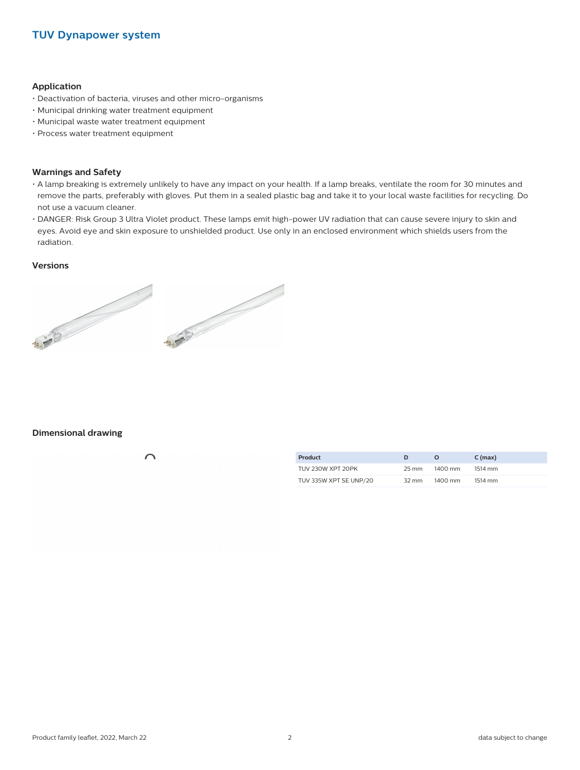## TUV Dynapower system

### Application

- Deactivation of bacteria, viruses and other micro-organisms
- Municipal drinking water treatment equipment
- Municipal waste water treatment equipment
- Process water treatment equipment

### Warnings and Safety

- A lamp breaking is extremely unlikely to have any impact on your health. If a lamp breaks, ventilate the room for 30 minutes and remove the parts, preferably with gloves. Put them in a sealed plastic bag and take it to your local waste facilities for recycling. Do not use a vacuum cleaner.
- DANGER: Risk Group 3 Ultra Violet product. These lamps emit high-power UV radiation that can cause severe injury to skin and eyes. Avoid eye and skin exposure to unshielded product. Use only in an enclosed environment which shields users from the radiation.

### Versions

### Dimensional drawing

| Product | D | O | C (max) |
|---|---|---|---|
| TUV 230W XPT 20PK | 25 mm | 1400 mm | 1514 mm |
| TUV 335W XPT SE UNP/20 | 32 mm | 1400 mm | 1514 mm |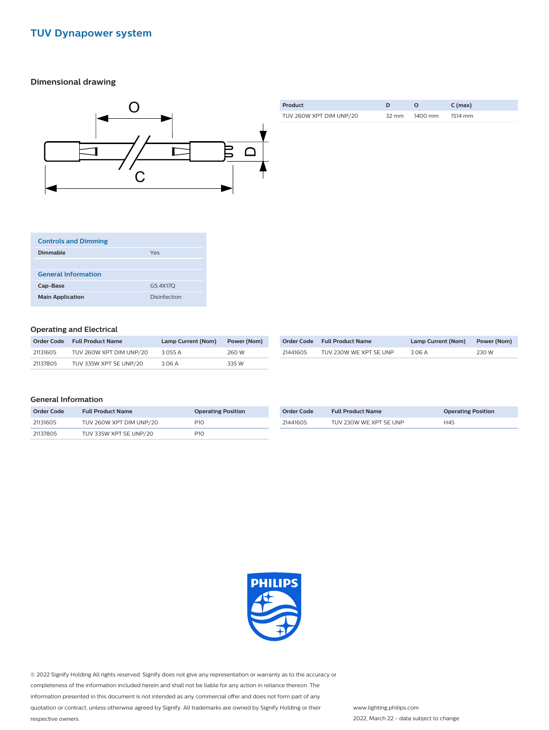# TUV Dynapower system

## Dimensional drawing

O

D

C

| Product | D | O | C (max) |
|---|---|---|---|
| TUV 260W XPT DIM UNP/20 | 32 mm | 1400 mm | 1514 mm |

| Controls and Dimming | |
|---|---|
| Dimmable | Yes |

| General Information | |
|---|---|
| Cap-Base | G5.4X17Q |
| Main Application | Disinfection |

## Operating and Electrical

| Order Code | Full Product Name | Lamp Current (Nom) | Power (Nom) |
|---|---|---|---|
| 21131605 | TUV 260W XPT DIM UNP/20 | 3.055 A | 260 W |
| 21137805 | TUV 335W XPT SE UNP/20 | 3.06 A | 335 W |
| 21441605 | TUV 230W WE XPT SE UNP | 3.06 A | 230 W |

## General Information

| Order Code | Full Product Name | Operating Position |
|---|---|---|
| 21131605 | TUV 260W XPT DIM UNP/20 | P10 |
| 21137805 | TUV 335W XPT SE UNP/20 | P10 |
| 21441605 | TUV 230W WE XPT SE UNP | H45 |

PHILIPS

© 2022 Signify Holding All rights reserved. Signify does not give any representation or warranty as to the accuracy or completeness of the information included herein and shall not be liable for any action in reliance thereon. The information presented in this document is not intended as any commercial offer and does not form part of any quotation or contract, unless otherwise agreed by Signify. All trademarks are owned by Signify Holding or their respective owners.

www.lighting.philips.com

2022, March 22 - data subject to change